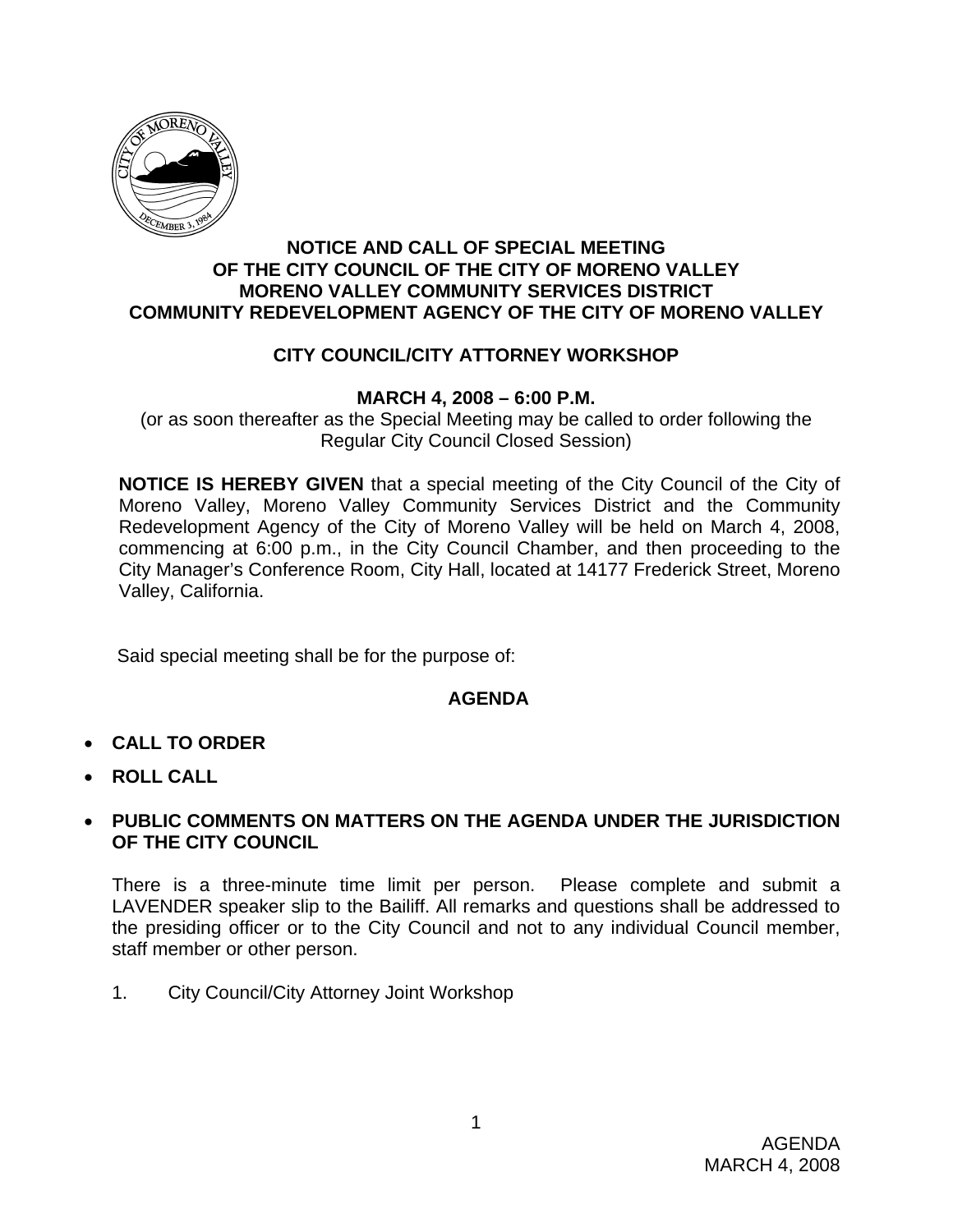# NOTICE AND CALL OF SPECIAL MEETING OF THE CITY COUNCIL OF THE CITY OF MORENO VALLEY MORENO VALLEY COMMUNITY SERVICES DISTRICT COMMUNITY REDEVELOPMENT AGENCY OF THE CITY OF MORENO VALLEY

## CITY COUNCIL/CITY ATTORNEY WORKSHOP

**MARCH 4, 2008 – 6:00 P.M.**

(or as soon thereafter as the Special Meeting may be called to order following the Regular City Council Closed Session)

**NOTICE IS HEREBY GIVEN** that a special meeting of the City Council of the City of Moreno Valley, Moreno Valley Community Services District and the Community Redevelopment Agency of the City of Moreno Valley will be held on March 4, 2008, commencing at 6:00 p.m., in the City Council Chamber, and then proceeding to the City Manager's Conference Room, City Hall, located at 14177 Frederick Street, Moreno Valley, California.

Said special meeting shall be for the purpose of:

## AGENDA

- **CALL TO ORDER**
- **ROLL CALL**
- **PUBLIC COMMENTS ON MATTERS ON THE AGENDA UNDER THE JURISDICTION OF THE CITY COUNCIL**

There is a three-minute time limit per person. Please complete and submit a LAVENDER speaker slip to the Bailiff. All remarks and questions shall be addressed to the presiding officer or to the City Council and not to any individual Council member, staff member or other person.

1. City Council/City Attorney Joint Workshop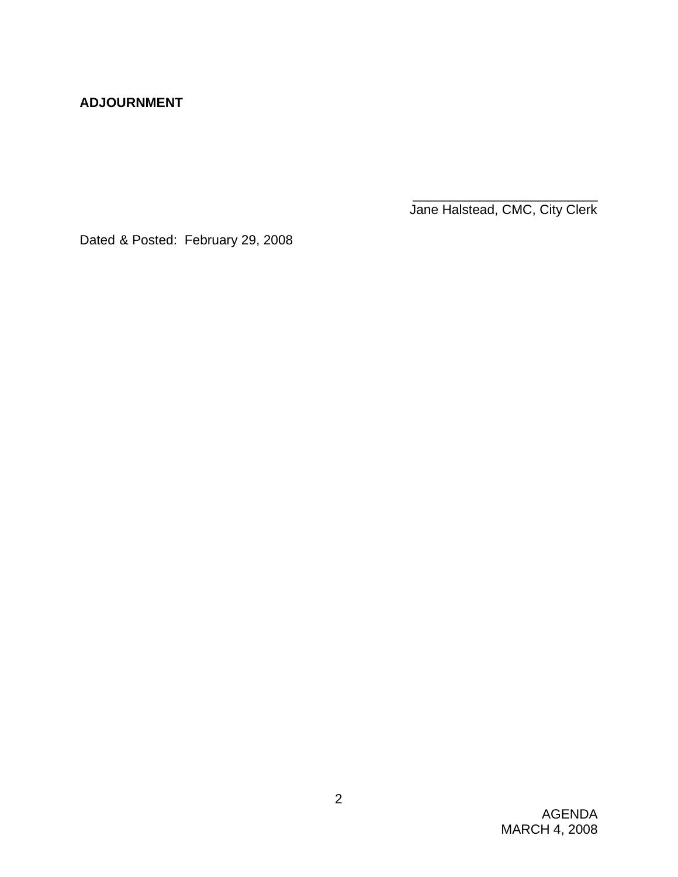**ADJOURNMENT**

\_\_\_\_\_\_\_\_\_\_\_\_\_\_\_\_\_\_\_\_\_\_\_\_\_\_

Jane Halstead, CMC, City Clerk

Dated & Posted: February 29, 2008